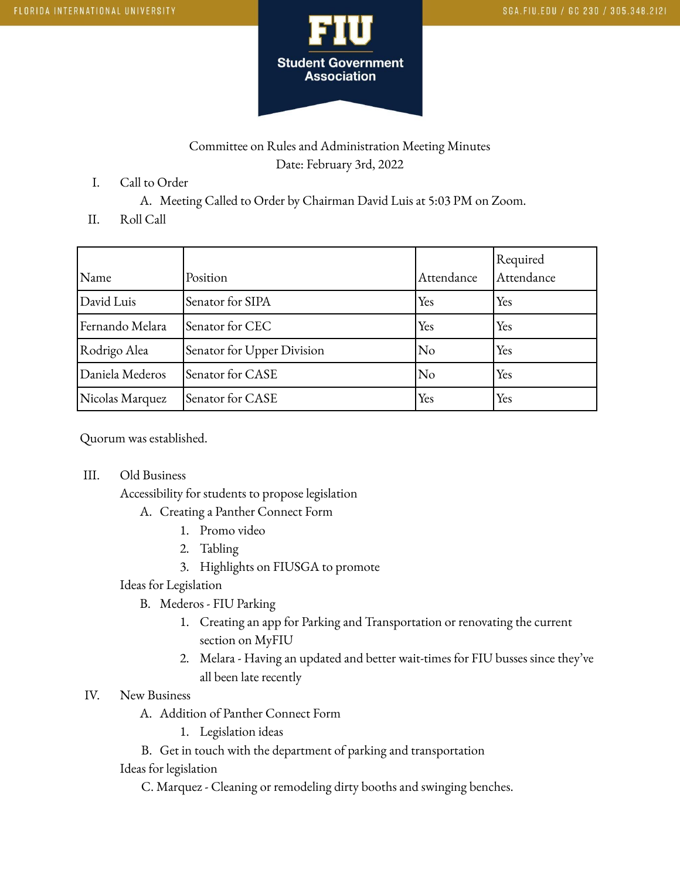FLORIDA INTERNATIONAL UNIVERSITY

SGA.FIU.EDU / GC 230 / 305.348.2121

FIU Student Government Association

Committee on Rules and Administration Meeting Minutes
Date: February 3rd, 2022

I. Call to Order
   A. Meeting Called to Order by Chairman David Luis at 5:03 PM on Zoom.

II. Roll Call

| Name | Position | Attendance | Required Attendance |
|---|---|---|---|
| David Luis | Senator for SIPA | Yes | Yes |
| Fernando Melara | Senator for CEC | Yes | Yes |
| Rodrigo Alea | Senator for Upper Division | No | Yes |
| Daniela Mederos | Senator for CASE | No | Yes |
| Nicolas Marquez | Senator for CASE | Yes | Yes |

Quorum was established.

III. Old Business
   Accessibility for students to propose legislation
   A. Creating a Panther Connect Form
      1. Promo video
      2. Tabling
      3. Highlights on FIUSGA to promote
   Ideas for Legislation
   B. Mederos - FIU Parking
      1. Creating an app for Parking and Transportation or renovating the current section on MyFIU
      2. Melara - Having an updated and better wait-times for FIU busses since they've all been late recently

IV. New Business
   A. Addition of Panther Connect Form
      1. Legislation ideas
   B. Get in touch with the department of parking and transportation
   Ideas for legislation
   C. Marquez - Cleaning or remodeling dirty booths and swinging benches.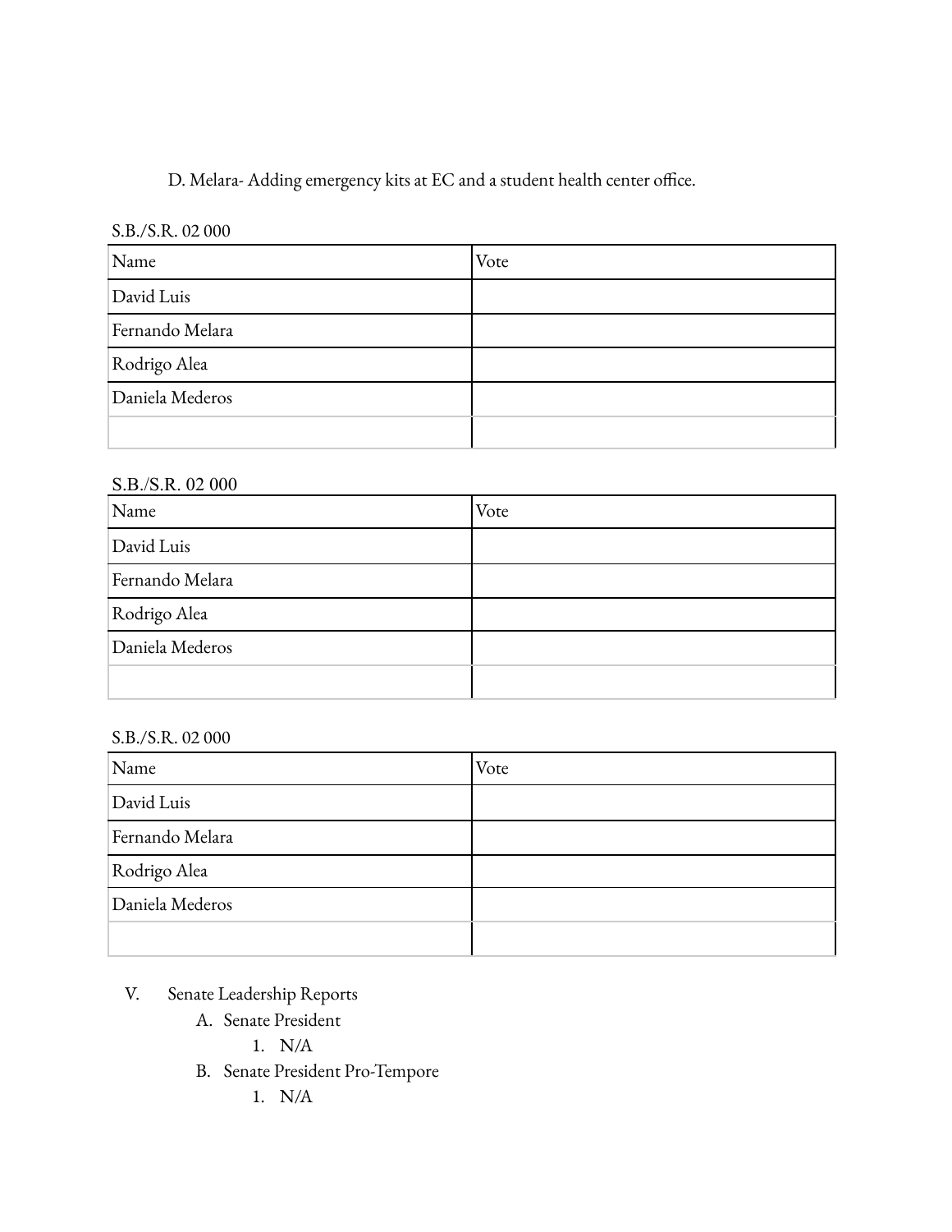D. Melara- Adding emergency kits at EC and a student health center office.

S.B./S.R. 02 000

| Name | Vote |
| --- | --- |
| David Luis | |
| Fernando Melara | |
| Rodrigo Alea | |
| Daniela Mederos | |
| | |

S.B./S.R. 02 000

| Name | Vote |
| --- | --- |
| David Luis | |
| Fernando Melara | |
| Rodrigo Alea | |
| Daniela Mederos | |
| | |

S.B./S.R. 02 000

| Name | Vote |
| --- | --- |
| David Luis | |
| Fernando Melara | |
| Rodrigo Alea | |
| Daniela Mederos | |
| | |

V. Senate Leadership Reports
   A. Senate President
      1. N/A
   B. Senate President Pro-Tempore
      1. N/A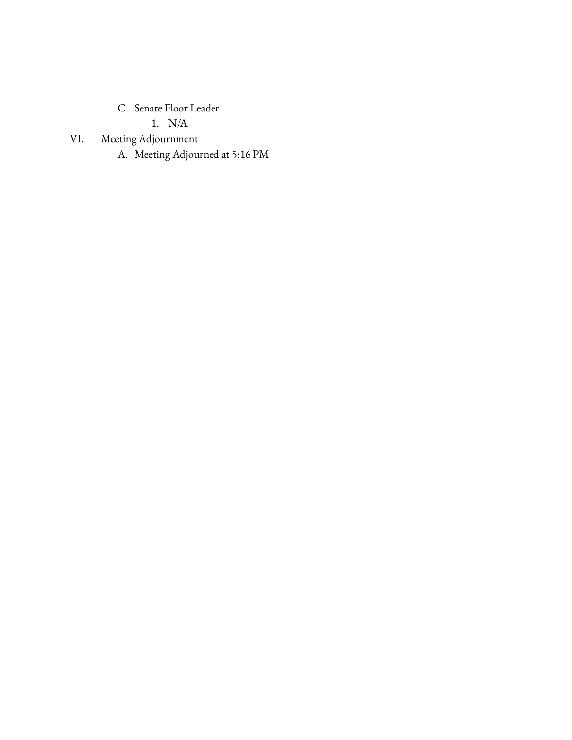C. Senate Floor Leader
   1. N/A

VI. Meeting Adjournment
   A. Meeting Adjourned at 5:16 PM